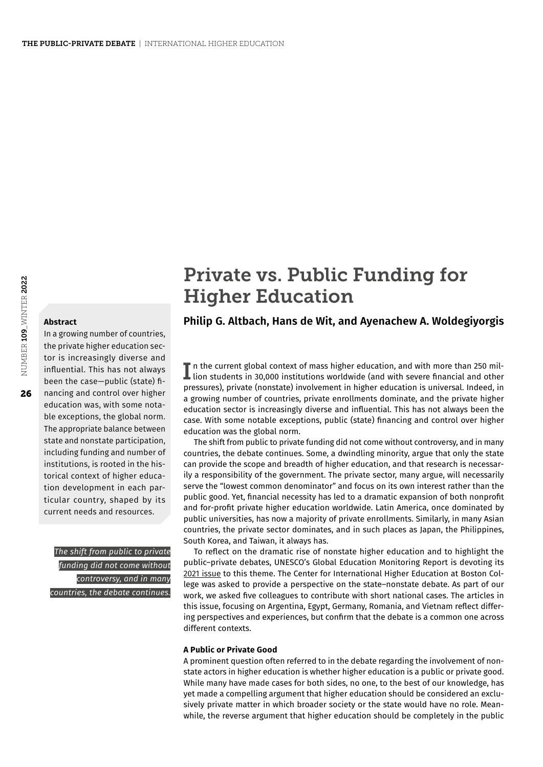# Private vs. Public Funding for Higher Education

**Philip G. Altbach, Hans de Wit, and Ayenachew A. Woldegiyorgis**

**Abstract**

In a growing number of countries, the private higher education sector is increasingly diverse and influential. This has not always been the case—public (state) financing and control over higher education was, with some notable exceptions, the global norm. The appropriate balance between state and nonstate participation, including funding and number of institutions, is rooted in the historical context of higher education development in each particular country, shaped by its current needs and resources.

In the current global context of mass higher education, and with more than 250 million students in 30,000 institutions worldwide (and with severe financial and other pressures), private (nonstate) involvement in higher education is universal. Indeed, in a growing number of countries, private enrollments dominate, and the private higher education sector is increasingly diverse and influential. This has not always been the case. With some notable exceptions, public (state) financing and control over higher education was the global norm.

The shift from public to private funding did not come without controversy, and in many countries, the debate continues. Some, a dwindling minority, argue that only the state can provide the scope and breadth of higher education, and that research is necessarily a responsibility of the government. The private sector, many argue, will necessarily serve the "lowest common denominator" and focus on its own interest rather than the public good. Yet, financial necessity has led to a dramatic expansion of both nonprofit and for-profit private higher education worldwide. Latin America, once dominated by public universities, has now a majority of private enrollments. Similarly, in many Asian countries, the private sector dominates, and in such places as Japan, the Philippines, South Korea, and Taiwan, it always has.

*The shift from public to private funding did not come without controversy, and in many countries, the debate continues.*

To reflect on the dramatic rise of nonstate higher education and to highlight the public–private debates, UNESCO's Global Education Monitoring Report is devoting its 2021 issue to this theme. The Center for International Higher Education at Boston College was asked to provide a perspective on the state–nonstate debate. As part of our work, we asked five colleagues to contribute with short national cases. The articles in this issue, focusing on Argentina, Egypt, Germany, Romania, and Vietnam reflect differing perspectives and experiences, but confirm that the debate is a common one across different contexts.

### A Public or Private Good

A prominent question often referred to in the debate regarding the involvement of nonstate actors in higher education is whether higher education is a public or private good. While many have made cases for both sides, no one, to the best of our knowledge, has yet made a compelling argument that higher education should be considered an exclusively private matter in which broader society or the state would have no role. Meanwhile, the reverse argument that higher education should be completely in the public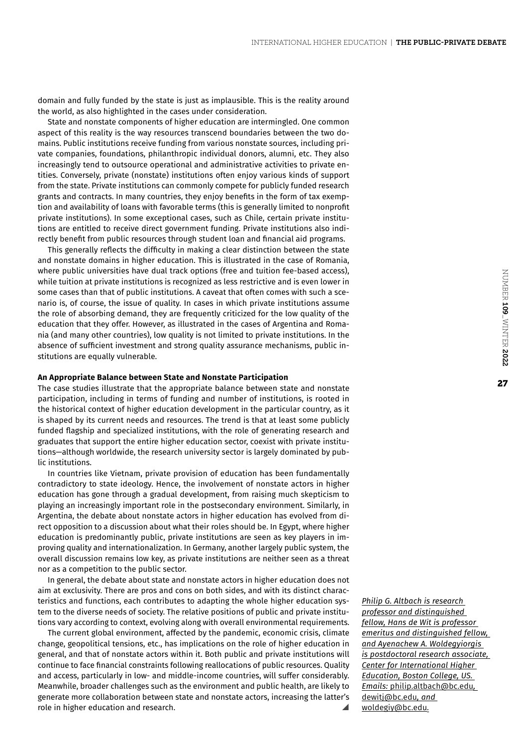domain and fully funded by the state is just as implausible. This is the reality around the world, as also highlighted in the cases under consideration.

State and nonstate components of higher education are intermingled. One common aspect of this reality is the way resources transcend boundaries between the two domains. Public institutions receive funding from various nonstate sources, including private companies, foundations, philanthropic individual donors, alumni, etc. They also increasingly tend to outsource operational and administrative activities to private entities. Conversely, private (nonstate) institutions often enjoy various kinds of support from the state. Private institutions can commonly compete for publicly funded research grants and contracts. In many countries, they enjoy benefits in the form of tax exemption and availability of loans with favorable terms (this is generally limited to nonprofit private institutions). In some exceptional cases, such as Chile, certain private institutions are entitled to receive direct government funding. Private institutions also indirectly benefit from public resources through student loan and financial aid programs.

This generally reflects the difficulty in making a clear distinction between the state and nonstate domains in higher education. This is illustrated in the case of Romania, where public universities have dual track options (free and tuition fee-based access), while tuition at private institutions is recognized as less restrictive and is even lower in some cases than that of public institutions. A caveat that often comes with such a scenario is, of course, the issue of quality. In cases in which private institutions assume the role of absorbing demand, they are frequently criticized for the low quality of the education that they offer. However, as illustrated in the cases of Argentina and Romania (and many other countries), low quality is not limited to private institutions. In the absence of sufficient investment and strong quality assurance mechanisms, public institutions are equally vulnerable.

**An Appropriate Balance between State and Nonstate Participation**

The case studies illustrate that the appropriate balance between state and nonstate participation, including in terms of funding and number of institutions, is rooted in the historical context of higher education development in the particular country, as it is shaped by its current needs and resources. The trend is that at least some publicly funded flagship and specialized institutions, with the role of generating research and graduates that support the entire higher education sector, coexist with private institutions—although worldwide, the research university sector is largely dominated by public institutions.

In countries like Vietnam, private provision of education has been fundamentally contradictory to state ideology. Hence, the involvement of nonstate actors in higher education has gone through a gradual development, from raising much skepticism to playing an increasingly important role in the postsecondary environment. Similarly, in Argentina, the debate about nonstate actors in higher education has evolved from direct opposition to a discussion about what their roles should be. In Egypt, where higher education is predominantly public, private institutions are seen as key players in improving quality and internationalization. In Germany, another largely public system, the overall discussion remains low key, as private institutions are neither seen as a threat nor as a competition to the public sector.

In general, the debate about state and nonstate actors in higher education does not aim at exclusivity. There are pros and cons on both sides, and with its distinct characteristics and functions, each contributes to adapting the whole higher education system to the diverse needs of society. The relative positions of public and private institutions vary according to context, evolving along with overall environmental requirements.

The current global environment, affected by the pandemic, economic crisis, climate change, geopolitical tensions, etc., has implications on the role of higher education in general, and that of nonstate actors within it. Both public and private institutions will continue to face financial constraints following reallocations of public resources. Quality and access, particularly in low- and middle-income countries, will suffer considerably. Meanwhile, broader challenges such as the environment and public health, are likely to generate more collaboration between state and nonstate actors, increasing the latter's role in higher education and research.

*Philip G. Altbach is research professor and distinguished fellow, Hans de Wit is professor emeritus and distinguished fellow, and Ayenachew A. Woldegyiorgis is postdoctoral research associate, Center for International Higher Education, Boston College, US. Emails:* philip.altbach@bc.edu, dewitj@bc.edu, *and* woldegiy@bc.edu.